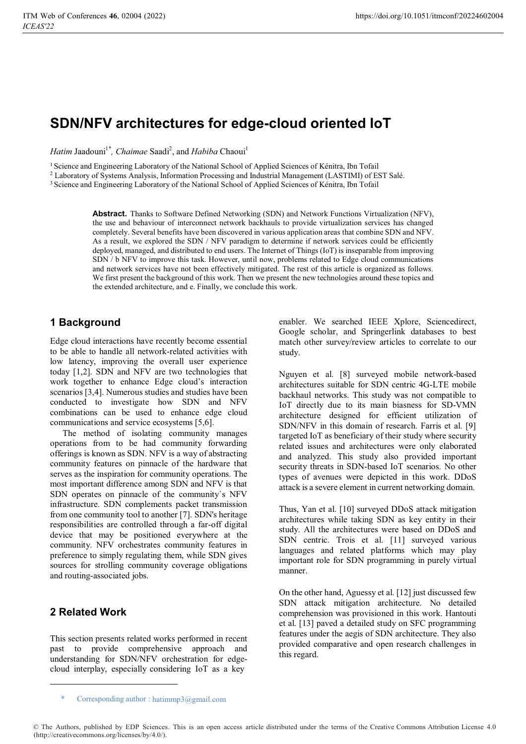# SDN/NFV architectures for edge-cloud oriented IoT

*Hatim* Jaadouni[1*], *Chaimae* Saadi[2], and *Habiba* Chaoui[1]

[1] Science and Engineering Laboratory of the National School of Applied Sciences of Kénitra, Ibn Tofail

[2] Laboratory of Systems Analysis, Information Processing and Industrial Management (LASTIMI) of EST Salé.

[3] Science and Engineering Laboratory of the National School of Applied Sciences of Kénitra, Ibn Tofail

**Abstract.** Thanks to Software Defined Networking (SDN) and Network Functions Virtualization (NFV), the use and behaviour of interconnect network backhauls to provide virtualization services has changed completely. Several benefits have been discovered in various application areas that combine SDN and NFV. As a result, we explored the SDN / NFV paradigm to determine if network services could be efficiently deployed, managed, and distributed to end users. The Internet of Things (IoT) is inseparable from improving SDN / b NFV to improve this task. However, until now, problems related to Edge cloud communications and network services have not been effectively mitigated. The rest of this article is organized as follows. We first present the background of this work. Then we present the new technologies around these topics and the extended architecture, and e. Finally, we conclude this work.

## 1 Background

Edge cloud interactions have recently become essential to be able to handle all network-related activities with low latency, improving the overall user experience today [1,2]. SDN and NFV are two technologies that work together to enhance Edge cloud's interaction scenarios [3,4]. Numerous studies and studies have been conducted to investigate how SDN and NFV combinations can be used to enhance edge cloud communications and service ecosystems [5,6].

The method of isolating community manages operations from to be had community forwarding offerings is known as SDN. NFV is a way of abstracting community features on pinnacle of the hardware that serves as the inspiration for community operations. The most important difference among SDN and NFV is that SDN operates on pinnacle of the community`s NFV infrastructure. SDN complements packet transmission from one community tool to another [7]. SDN's heritage responsibilities are controlled through a far-off digital device that may be positioned everywhere at the community. NFV orchestrates community features in preference to simply regulating them, while SDN gives sources for strolling community coverage obligations and routing-associated jobs.

## 2 Related Work

This section presents related works performed in recent past to provide comprehensive approach and understanding for SDN/NFV orchestration for edge-cloud interplay, especially considering IoT as a key enabler. We searched IEEE Xplore, Sciencedirect, Google scholar, and Springerlink databases to best match other survey/review articles to correlate to our study.

Nguyen et al. [8] surveyed mobile network-based architectures suitable for SDN centric 4G-LTE mobile backhaul networks. This study was not compatible to IoT directly due to its main biasness for SD-VMN architecture designed for efficient utilization of SDN/NFV in this domain of research. Farris et al. [9] targeted IoT as beneficiary of their study where security related issues and architectures were only elaborated and analyzed. This study also provided important security threats in SDN-based IoT scenarios. No other types of avenues were depicted in this work. DDoS attack is a severe element in current networking domain.

Thus, Yan et al. [10] surveyed DDoS attack mitigation architectures while taking SDN as key entity in their study. All the architectures were based on DDoS and SDN centric. Trois et al. [11] surveyed various languages and related platforms which may play important role for SDN programming in purely virtual manner.

On the other hand, Aguessy et al. [12] just discussed few SDN attack mitigation architecture. No detailed comprehension was provisioned in this work. Hantouti et al. [13] paved a detailed study on SFC programming features under the aegis of SDN architecture. They also provided comparative and open research challenges in this regard.

* Corresponding author : hatimmp3@gmail.com

© The Authors, published by EDP Sciences. This is an open access article distributed under the terms of the Creative Commons Attribution License 4.0 (http://creativecommons.org/licenses/by/4.0/).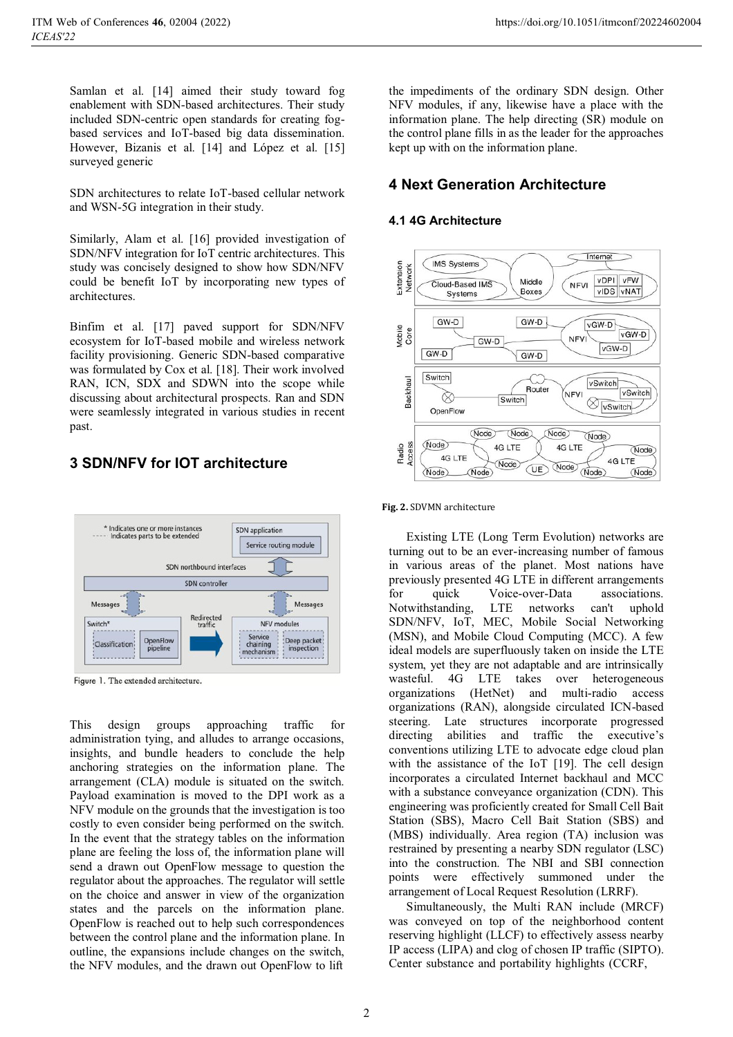Samlan et al. [14] aimed their study toward fog enablement with SDN-based architectures. Their study included SDN-centric open standards for creating fog-based services and IoT-based big data dissemination. However, Bizanis et al. [14] and López et al. [15] surveyed generic

SDN architectures to relate IoT-based cellular network and WSN-5G integration in their study.

Similarly, Alam et al. [16] provided investigation of SDN/NFV integration for IoT centric architectures. This study was concisely designed to show how SDN/NFV could be benefit IoT by incorporating new types of architectures.

Binfim et al. [17] paved support for SDN/NFV ecosystem for IoT-based mobile and wireless network facility provisioning. Generic SDN-based comparative was formulated by Cox et al. [18]. Their work involved RAN, ICN, SDX and SDWN into the scope while discussing about architectural prospects. Ran and SDN were seamlessly integrated in various studies in recent past.

## 3 SDN/NFV for IOT architecture

Figure 1. The extended architecture.

This design groups approaching traffic for administration tying, and alludes to arrange occasions, insights, and bundle headers to conclude the help anchoring strategies on the information plane. The arrangement (CLA) module is situated on the switch. Payload examination is moved to the DPI work as a NFV module on the grounds that the investigation is too costly to even consider being performed on the switch. In the event that the strategy tables on the information plane are feeling the loss of, the information plane will send a drawn out OpenFlow message to question the regulator about the approaches. The regulator will settle on the choice and answer in view of the organization states and the parcels on the information plane. OpenFlow is reached out to help such correspondences between the control plane and the information plane. In outline, the expansions include changes on the switch, the NFV modules, and the drawn out OpenFlow to lift the impediments of the ordinary SDN design. Other NFV modules, if any, likewise have a place with the information plane. The help directing (SR) module on the control plane fills in as the leader for the approaches kept up with on the information plane.

## 4 Next Generation Architecture

### 4.1 4G Architecture

**Fig. 2.** SDVMN architecture

Existing LTE (Long Term Evolution) networks are turning out to be an ever-increasing number of famous in various areas of the planet. Most nations have previously presented 4G LTE in different arrangements for quick Voice-over-Data associations. Notwithstanding, LTE networks can't uphold SDN/NFV, IoT, MEC, Mobile Social Networking (MSN), and Mobile Cloud Computing (MCC). A few ideal models are superfluously taken on inside the LTE system, yet they are not adaptable and are intrinsically wasteful. 4G LTE takes over heterogeneous organizations (HetNet) and multi-radio access organizations (RAN), alongside circulated ICN-based steering. Late structures incorporate progressed directing abilities and traffic the executive's conventions utilizing LTE to advocate edge cloud plan with the assistance of the IoT [19]. The cell design incorporates a circulated Internet backhaul and MCC with a substance conveyance organization (CDN). This engineering was proficiently created for Small Cell Bait Station (SBS), Macro Cell Bait Station (SBS) and (MBS) individually. Area region (TA) inclusion was restrained by presenting a nearby SDN regulator (LSC) into the construction. The NBI and SBI connection points were effectively summoned under the arrangement of Local Request Resolution (LRRF).

Simultaneously, the Multi RAN include (MRCF) was conveyed on top of the neighborhood content reserving highlight (LLCF) to effectively assess nearby IP access (LIPA) and clog of chosen IP traffic (SIPTO). Center substance and portability highlights (CCRF,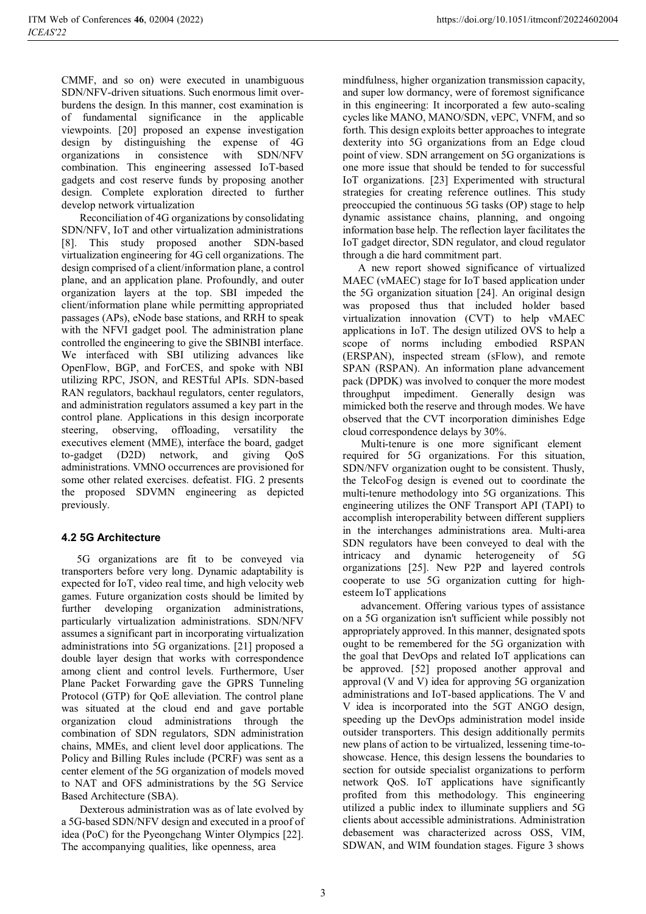CMMF, and so on) were executed in unambiguous SDN/NFV-driven situations. Such enormous limit over-burdens the design. In this manner, cost examination is of fundamental significance in the applicable viewpoints. [20] proposed an expense investigation design by distinguishing the expense of 4G organizations in consistence with SDN/NFV combination. This engineering assessed IoT-based gadgets and cost reserve funds by proposing another design. Complete exploration directed to further develop network virtualization

Reconciliation of 4G organizations by consolidating SDN/NFV, IoT and other virtualization administrations [8]. This study proposed another SDN-based virtualization engineering for 4G cell organizations. The design comprised of a client/information plane, a control plane, and an application plane. Profoundly, and outer organization layers at the top. SBI impeded the client/information plane while permitting appropriated passages (APs), eNode base stations, and RRH to speak with the NFVI gadget pool. The administration plane controlled the engineering to give the SBINBI interface. We interfaced with SBI utilizing advances like OpenFlow, BGP, and ForCES, and spoke with NBI utilizing RPC, JSON, and RESTful APIs. SDN-based RAN regulators, backhaul regulators, center regulators, and administration regulators assumed a key part in the control plane. Applications in this design incorporate steering, observing, offloading, versatility the executives element (MME), interface the board, gadget to-gadget (D2D) network, and giving QoS administrations. VMNO occurrences are provisioned for some other related exercises. defeatist. FIG. 2 presents the proposed SDVMN engineering as depicted previously.

### 4.2 5G Architecture

5G organizations are fit to be conveyed via transporters before very long. Dynamic adaptability is expected for IoT, video real time, and high velocity web games. Future organization costs should be limited by further developing organization administrations, particularly virtualization administrations. SDN/NFV assumes a significant part in incorporating virtualization administrations into 5G organizations. [21] proposed a double layer design that works with correspondence among client and control levels. Furthermore, User Plane Packet Forwarding gave the GPRS Tunneling Protocol (GTP) for QoE alleviation. The control plane was situated at the cloud end and gave portable organization cloud administrations through the combination of SDN regulators, SDN administration chains, MMEs, and client level door applications. The Policy and Billing Rules include (PCRF) was sent as a center element of the 5G organization of models moved to NAT and OFS administrations by the 5G Service Based Architecture (SBA).

Dexterous administration was as of late evolved by a 5G-based SDN/NFV design and executed in a proof of idea (PoC) for the Pyeongchang Winter Olympics [22]. The accompanying qualities, like openness, area mindfulness, higher organization transmission capacity, and super low dormancy, were of foremost significance in this engineering: It incorporated a few auto-scaling cycles like MANO, MANO/SDN, vEPC, VNFM, and so forth. This design exploits better approaches to integrate dexterity into 5G organizations from an Edge cloud point of view. SDN arrangement on 5G organizations is one more issue that should be tended to for successful IoT organizations. [23] Experimented with structural strategies for creating reference outlines. This study preoccupied the continuous 5G tasks (OP) stage to help dynamic assistance chains, planning, and ongoing information base help. The reflection layer facilitates the IoT gadget director, SDN regulator, and cloud regulator through a die hard commitment part.

A new report showed significance of virtualized MAEC (vMAEC) stage for IoT based application under the 5G organization situation [24]. An original design was proposed thus that included holder based virtualization innovation (CVT) to help vMAEC applications in IoT. The design utilized OVS to help a scope of norms including embodied RSPAN (ERSPAN), inspected stream (sFlow), and remote SPAN (RSPAN). An information plane advancement pack (DPDK) was involved to conquer the more modest throughput impediment. Generally design was mimicked both the reserve and through modes. We have observed that the CVT incorporation diminishes Edge cloud correspondence delays by 30%.

Multi-tenure is one more significant element required for 5G organizations. For this situation, SDN/NFV organization ought to be consistent. Thusly, the TelcoFog design is evened out to coordinate the multi-tenure methodology into 5G organizations. This engineering utilizes the ONF Transport API (TAPI) to accomplish interoperability between different suppliers in the interchanges administrations area. Multi-area SDN regulators have been conveyed to deal with the intricacy and dynamic heterogeneity of 5G organizations [25]. New P2P and layered controls cooperate to use 5G organization cutting for high-esteem IoT applications

advancement. Offering various types of assistance on a 5G organization isn't sufficient while possibly not appropriately approved. In this manner, designated spots ought to be remembered for the 5G organization with the goal that DevOps and related IoT applications can be approved. [52] proposed another approval and approval (V and V) idea for approving 5G organization administrations and IoT-based applications. The V and V idea is incorporated into the 5GT ANGO design, speeding up the DevOps administration model inside outsider transporters. This design additionally permits new plans of action to be virtualized, lessening time-to-showcase. Hence, this design lessens the boundaries to section for outside specialist organizations to perform network QoS. IoT applications have significantly profited from this methodology. This engineering utilized a public index to illuminate suppliers and 5G clients about accessible administrations. Administration debasement was characterized across OSS, VIM, SDWAN, and WIM foundation stages. Figure 3 shows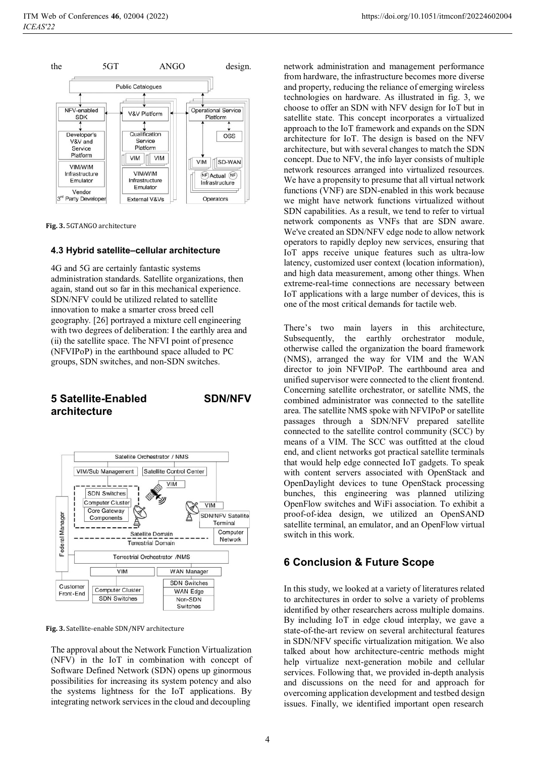the 5GT ANGO design.

Fig. 3. 5GTANGO architecture

### 4.3 Hybrid satellite–cellular architecture

4G and 5G are certainly fantastic systems administration standards. Satellite organizations, then again, stand out so far in this mechanical experience. SDN/NFV could be utilized related to satellite innovation to make a smarter cross breed cell geography. [26] portrayed a mixture cell engineering with two degrees of deliberation: I the earthly area and (ii) the satellite space. The NFVI point of presence (NFVIPoP) in the earthbound space alluded to PC groups, SDN switches, and non-SDN switches.

## 5 Satellite-Enabled SDN/NFV architecture

Fig. 3. Satellite-enable SDN/NFV architecture

The approval about the Network Function Virtualization (NFV) in the IoT in combination with concept of Software Defined Network (SDN) opens up ginormous possibilities for increasing its system potency and also the systems lightness for the IoT applications. By integrating network services in the cloud and decoupling network administration and management performance from hardware, the infrastructure becomes more diverse and property, reducing the reliance of emerging wireless technologies on hardware. As illustrated in fig. 3, we choose to offer an SDN with NFV design for IoT but in satellite state. This concept incorporates a virtualized approach to the IoT framework and expands on the SDN architecture for IoT. The design is based on the NFV architecture, but with several changes to match the SDN concept. Due to NFV, the info layer consists of multiple network resources arranged into virtualized resources. We have a propensity to presume that all virtual network functions (VNF) are SDN-enabled in this work because we might have network functions virtualized without SDN capabilities. As a result, we tend to refer to virtual network components as VNFs that are SDN aware. We've created an SDN/NFV edge node to allow network operators to rapidly deploy new services, ensuring that IoT apps receive unique features such as ultra-low latency, customized user context (location information), and high data measurement, among other things. When extreme-real-time connections are necessary between IoT applications with a large number of devices, this is one of the most critical demands for tactile web.

There's two main layers in this architecture, Subsequently, the earthly orchestrator module, otherwise called the organization the board framework (NMS), arranged the way for VIM and the WAN director to join NFVIPoP. The earthbound area and unified supervisor were connected to the client frontend. Concerning satellite orchestrator, or satellite NMS, the combined administrator was connected to the satellite area. The satellite NMS spoke with NFVIPoP or satellite passages through a SDN/NFV prepared satellite connected to the satellite control community (SCC) by means of a VIM. The SCC was outfitted at the cloud end, and client networks got practical satellite terminals that would help edge connected IoT gadgets. To speak with content servers associated with OpenStack and OpenDaylight devices to tune OpenStack processing bunches, this engineering was planned utilizing OpenFlow switches and WiFi association. To exhibit a proof-of-idea design, we utilized an OpenSAND satellite terminal, an emulator, and an OpenFlow virtual switch in this work.

## 6 Conclusion & Future Scope

In this study, we looked at a variety of literatures related to architectures in order to solve a variety of problems identified by other researchers across multiple domains. By including IoT in edge cloud interplay, we gave a state-of-the-art review on several architectural features in SDN/NFV specific virtualization mitigation. We also talked about how architecture-centric methods might help virtualize next-generation mobile and cellular services. Following that, we provided in-depth analysis and discussions on the need for and approach for overcoming application development and testbed design issues. Finally, we identified important open research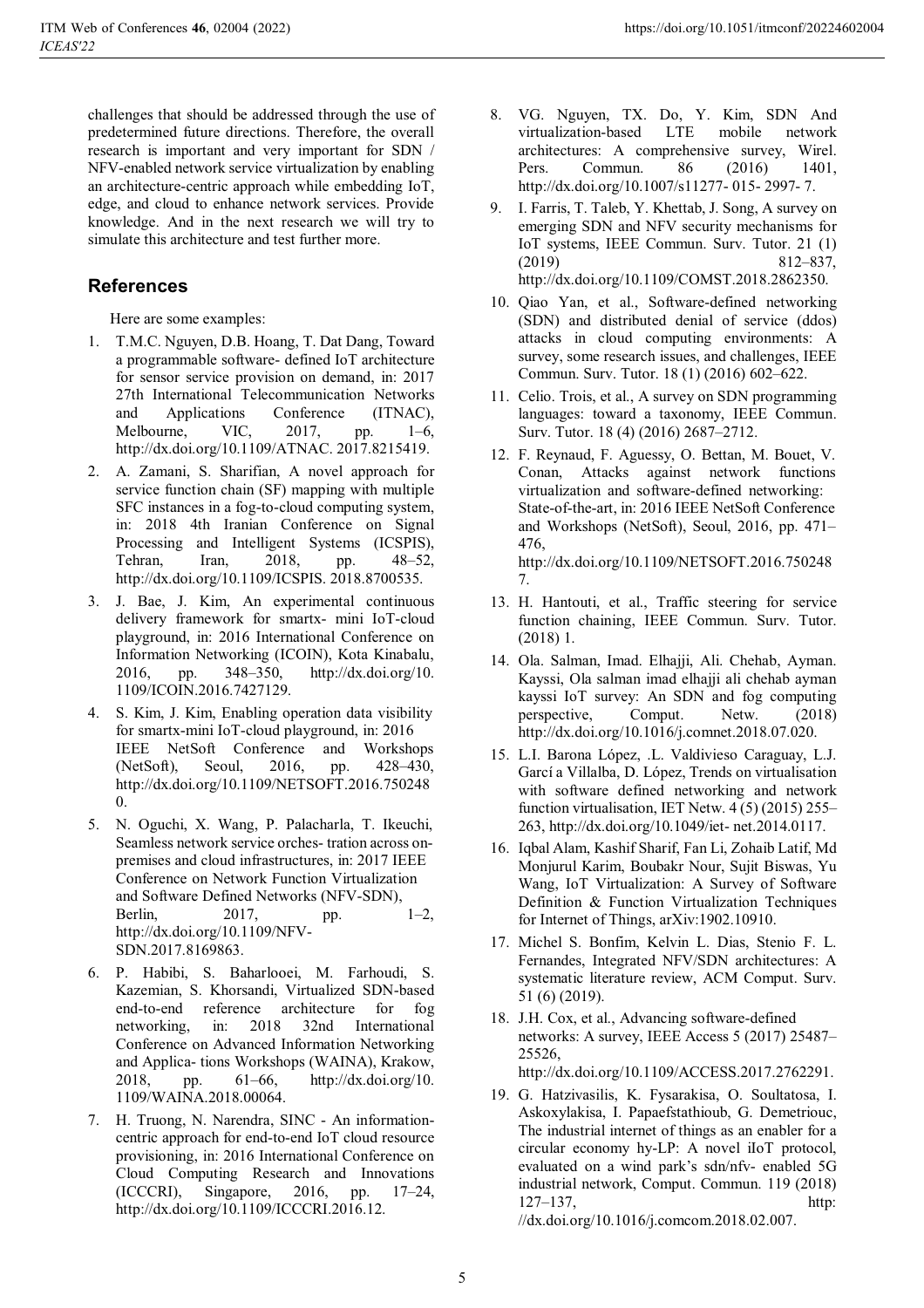challenges that should be addressed through the use of predetermined future directions. Therefore, the overall research is important and very important for SDN / NFV-enabled network service virtualization by enabling an architecture-centric approach while embedding IoT, edge, and cloud to enhance network services. Provide knowledge. And in the next research we will try to simulate this architecture and test further more.

## References

Here are some examples:

1. T.M.C. Nguyen, D.B. Hoang, T. Dat Dang, Toward a programmable software- defined IoT architecture for sensor service provision on demand, in: 2017 27th International Telecommunication Networks and Applications Conference (ITNAC), Melbourne, VIC, 2017, pp. 1–6, http://dx.doi.org/10.1109/ATNAC. 2017.8215419.
2. A. Zamani, S. Sharifian, A novel approach for service function chain (SF) mapping with multiple SFC instances in a fog-to-cloud computing system, in: 2018 4th Iranian Conference on Signal Processing and Intelligent Systems (ICSPIS), Tehran, Iran, 2018, pp. 48–52, http://dx.doi.org/10.1109/ICSPIS. 2018.8700535.
3. J. Bae, J. Kim, An experimental continuous delivery framework for smartx- mini IoT-cloud playground, in: 2016 International Conference on Information Networking (ICOIN), Kota Kinabalu, 2016, pp. 348–350, http://dx.doi.org/10. 1109/ICOIN.2016.7427129.
4. S. Kim, J. Kim, Enabling operation data visibility for smartx-mini IoT-cloud playground, in: 2016 IEEE NetSoft Conference and Workshops (NetSoft), Seoul, 2016, pp. 428–430, http://dx.doi.org/10.1109/NETSOFT.2016.7502480.
5. N. Oguchi, X. Wang, P. Palacharla, T. Ikeuchi, Seamless network service orches- tration across on-premises and cloud infrastructures, in: 2017 IEEE Conference on Network Function Virtualization and Software Defined Networks (NFV-SDN), Berlin, 2017, pp. 1–2, http://dx.doi.org/10.1109/NFV-SDN.2017.8169863.
6. P. Habibi, S. Baharlooei, M. Farhoudi, S. Kazemian, S. Khorsandi, Virtualized SDN-based end-to-end reference architecture for fog networking, in: 2018 32nd International Conference on Advanced Information Networking and Applica- tions Workshops (WAINA), Krakow, 2018, pp. 61–66, http://dx.doi.org/10. 1109/WAINA.2018.00064.
7. H. Truong, N. Narendra, SINC - An information-centric approach for end-to-end IoT cloud resource provisioning, in: 2016 International Conference on Cloud Computing Research and Innovations (ICCCRI), Singapore, 2016, pp. 17–24, http://dx.doi.org/10.1109/ICCCRI.2016.12.
8. VG. Nguyen, TX. Do, Y. Kim, SDN And virtualization-based LTE mobile network architectures: A comprehensive survey, Wirel. Pers. Commun. 86 (2016) 1401, http://dx.doi.org/10.1007/s11277- 015- 2997- 7.
9. I. Farris, T. Taleb, Y. Khettab, J. Song, A survey on emerging SDN and NFV security mechanisms for IoT systems, IEEE Commun. Surv. Tutor. 21 (1) (2019) 812–837, http://dx.doi.org/10.1109/COMST.2018.2862350.
10. Qiao Yan, et al., Software-defined networking (SDN) and distributed denial of service (ddos) attacks in cloud computing environments: A survey, some research issues, and challenges, IEEE Commun. Surv. Tutor. 18 (1) (2016) 602–622.
11. Celio. Trois, et al., A survey on SDN programming languages: toward a taxonomy, IEEE Commun. Surv. Tutor. 18 (4) (2016) 2687–2712.
12. F. Reynaud, F. Aguessy, O. Bettan, M. Bouet, V. Conan, Attacks against network functions virtualization and software-defined networking: State-of-the-art, in: 2016 IEEE NetSoft Conference and Workshops (NetSoft), Seoul, 2016, pp. 471–476, http://dx.doi.org/10.1109/NETSOFT.2016.7502487.
13. H. Hantouti, et al., Traffic steering for service function chaining, IEEE Commun. Surv. Tutor. (2018) 1.
14. Ola. Salman, Imad. Elhajji, Ali. Chehab, Ayman. Kayssi, Ola salman imad elhajji ali chehab ayman kayssi IoT survey: An SDN and fog computing perspective, Comput. Netw. (2018) http://dx.doi.org/10.1016/j.comnet.2018.07.020.
15. L.I. Barona López, .L. Valdivieso Caraguay, L.J. Garcí a Villalba, D. López, Trends on virtualisation with software defined networking and network function virtualisation, IET Netw. 4 (5) (2015) 255–263, http://dx.doi.org/10.1049/iet- net.2014.0117.
16. Iqbal Alam, Kashif Sharif, Fan Li, Zohaib Latif, Md Monjurul Karim, Boubakr Nour, Sujit Biswas, Yu Wang, IoT Virtualization: A Survey of Software Definition & Function Virtualization Techniques for Internet of Things, arXiv:1902.10910.
17. Michel S. Bonfim, Kelvin L. Dias, Stenio F. L. Fernandes, Integrated NFV/SDN architectures: A systematic literature review, ACM Comput. Surv. 51 (6) (2019).
18. J.H. Cox, et al., Advancing software-defined networks: A survey, IEEE Access 5 (2017) 25487–25526, http://dx.doi.org/10.1109/ACCESS.2017.2762291.
19. G. Hatzivasilis, K. Fysarakisa, O. Soultatosa, I. Askoxylakisa, I. Papaefstathioub, G. Demetriouc, The industrial internet of things as an enabler for a circular economy hy-LP: A novel iIoT protocol, evaluated on a wind park's sdn/nfv- enabled 5G industrial network, Comput. Commun. 119 (2018) 127–137, http: //dx.doi.org/10.1016/j.comcom.2018.02.007.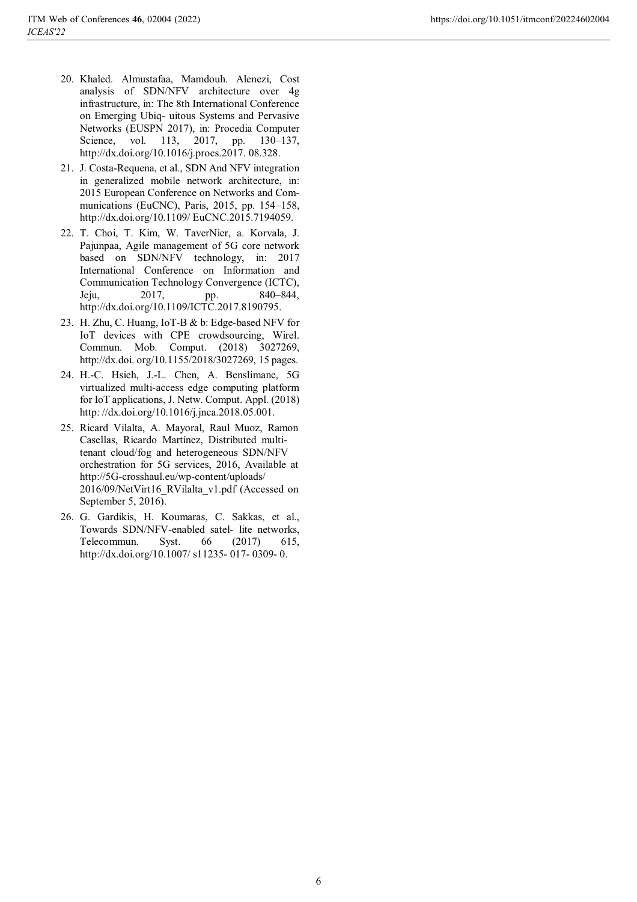20. Khaled. Almustafaa, Mamdouh. Alenezi, Cost analysis of SDN/NFV architecture over 4g infrastructure, in: The 8th International Conference on Emerging Ubiq- uitous Systems and Pervasive Networks (EUSPN 2017), in: Procedia Computer Science, vol. 113, 2017, pp. 130–137, http://dx.doi.org/10.1016/j.procs.2017. 08.328.
21. J. Costa-Requena, et al., SDN And NFV integration in generalized mobile network architecture, in: 2015 European Conference on Networks and Communications (EuCNC), Paris, 2015, pp. 154–158, http://dx.doi.org/10.1109/ EuCNC.2015.7194059.
22. T. Choi, T. Kim, W. TaverNier, a. Korvala, J. Pajunpaa, Agile management of 5G core network based on SDN/NFV technology, in: 2017 International Conference on Information and Communication Technology Convergence (ICTC), Jeju, 2017, pp. 840–844, http://dx.doi.org/10.1109/ICTC.2017.8190795.
23. H. Zhu, C. Huang, IoT-B & b: Edge-based NFV for IoT devices with CPE crowdsourcing, Wirel. Commun. Mob. Comput. (2018) 3027269, http://dx.doi. org/10.1155/2018/3027269, 15 pages.
24. H.-C. Hsieh, J.-L. Chen, A. Benslimane, 5G virtualized multi-access edge computing platform for IoT applications, J. Netw. Comput. Appl. (2018) http: //dx.doi.org/10.1016/j.jnca.2018.05.001.
25. Ricard Vilalta, A. Mayoral, Raul Muoz, Ramon Casellas, Ricardo Martínez, Distributed multi-tenant cloud/fog and heterogeneous SDN/NFV orchestration for 5G services, 2016, Available at http://5G-crosshaul.eu/wp-content/uploads/ 2016/09/NetVirt16_RVilalta_v1.pdf (Accessed on September 5, 2016).
26. G. Gardikis, H. Koumaras, C. Sakkas, et al., Towards SDN/NFV-enabled satel- lite networks, Telecommun. Syst. 66 (2017) 615, http://dx.doi.org/10.1007/ s11235- 017- 0309- 0.